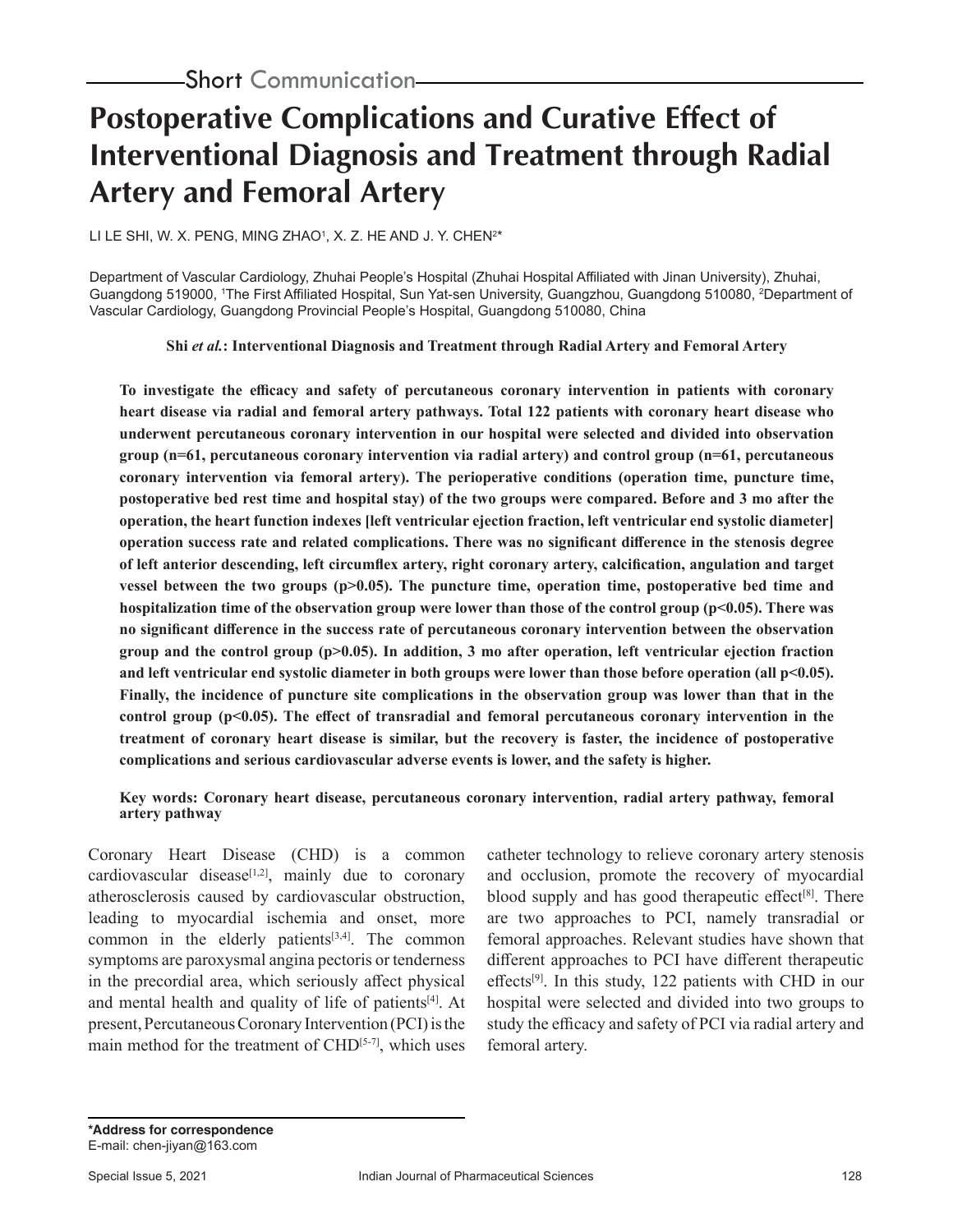Short Communication

# Postoperative Complications and Curative Effect of Interventional Diagnosis and Treatment through Radial Artery and Femoral Artery

LI LE SHI, W. X. PENG, MING ZHAO[1], X. Z. HE AND J. Y. CHEN[2]*

Department of Vascular Cardiology, Zhuhai People's Hospital (Zhuhai Hospital Affiliated with Jinan University), Zhuhai, Guangdong 519000, [1]The First Affiliated Hospital, Sun Yat-sen University, Guangzhou, Guangdong 510080, [2]Department of Vascular Cardiology, Guangdong Provincial People's Hospital, Guangdong 510080, China

**Shi *et al.*: Interventional Diagnosis and Treatment through Radial Artery and Femoral Artery**

**To investigate the efficacy and safety of percutaneous coronary intervention in patients with coronary heart disease via radial and femoral artery pathways. Total 122 patients with coronary heart disease who underwent percutaneous coronary intervention in our hospital were selected and divided into observation group (n=61, percutaneous coronary intervention via radial artery) and control group (n=61, percutaneous coronary intervention via femoral artery). The perioperative conditions (operation time, puncture time, postoperative bed rest time and hospital stay) of the two groups were compared. Before and 3 mo after the operation, the heart function indexes [left ventricular ejection fraction, left ventricular end systolic diameter] operation success rate and related complications. There was no significant difference in the stenosis degree of left anterior descending, left circumflex artery, right coronary artery, calcification, angulation and target vessel between the two groups ($p>0.05$). The puncture time, operation time, postoperative bed time and hospitalization time of the observation group were lower than those of the control group ($p<0.05$). There was no significant difference in the success rate of percutaneous coronary intervention between the observation group and the control group ($p>0.05$). In addition, 3 mo after operation, left ventricular ejection fraction and left ventricular end systolic diameter in both groups were lower than those before operation (all $p<0.05$). Finally, the incidence of puncture site complications in the observation group was lower than that in the control group ($p<0.05$). The effect of transradial and femoral percutaneous coronary intervention in the treatment of coronary heart disease is similar, but the recovery is faster, the incidence of postoperative complications and serious cardiovascular adverse events is lower, and the safety is higher.**

**Key words: Coronary heart disease, percutaneous coronary intervention, radial artery pathway, femoral artery pathway**

Coronary Heart Disease (CHD) is a common cardiovascular disease[1,2], mainly due to coronary atherosclerosis caused by cardiovascular obstruction, leading to myocardial ischemia and onset, more common in the elderly patients[3,4]. The common symptoms are paroxysmal angina pectoris or tenderness in the precordial area, which seriously affect physical and mental health and quality of life of patients[4]. At present, Percutaneous Coronary Intervention (PCI) is the main method for the treatment of CHD[5-7], which uses catheter technology to relieve coronary artery stenosis and occlusion, promote the recovery of myocardial blood supply and has good therapeutic effect[8]. There are two approaches to PCI, namely transradial or femoral approaches. Relevant studies have shown that different approaches to PCI have different therapeutic effects[9]. In this study, 122 patients with CHD in our hospital were selected and divided into two groups to study the efficacy and safety of PCI via radial artery and femoral artery.

**\*Address for correspondence**
E-mail: chen-jiyan@163.com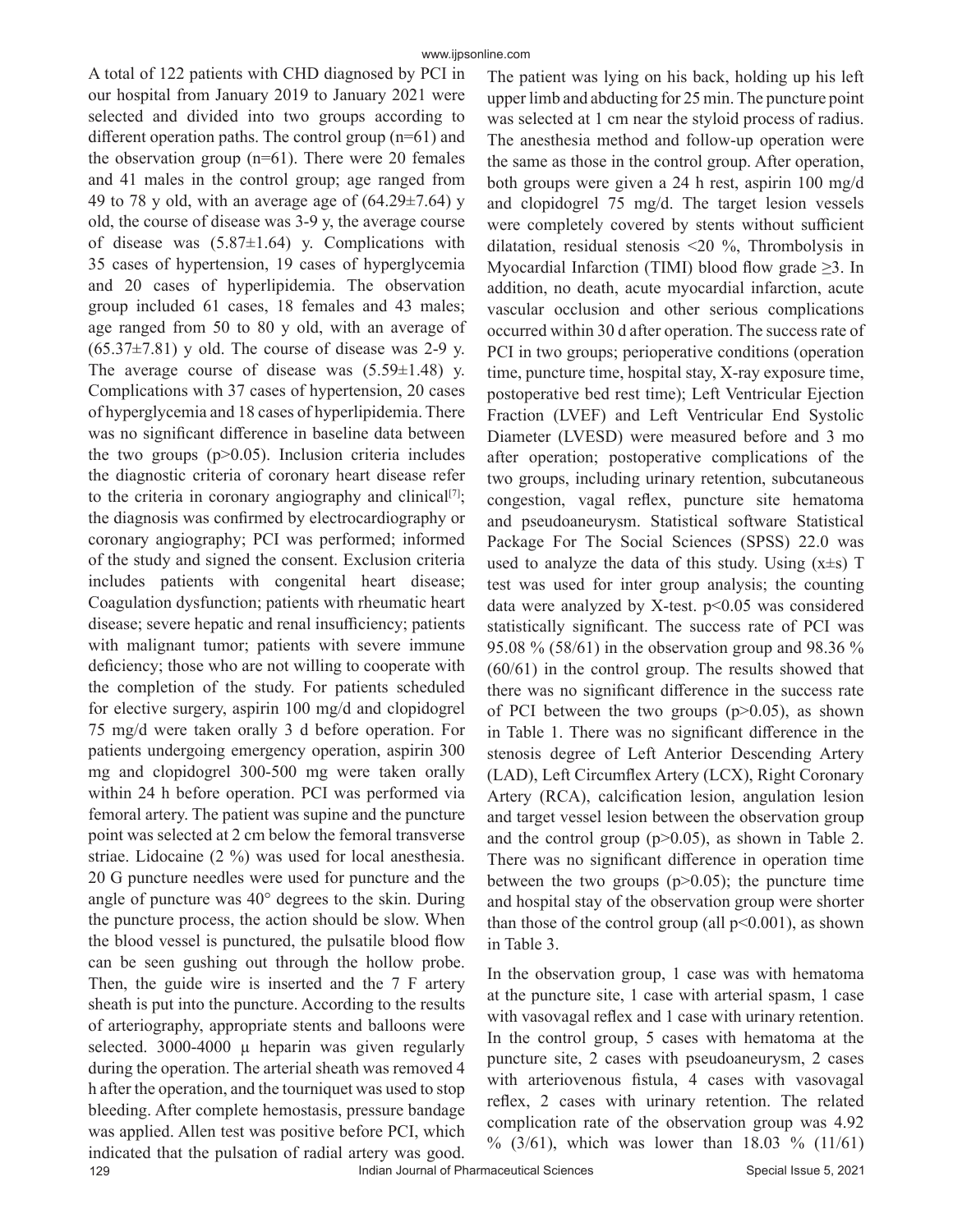A total of 122 patients with CHD diagnosed by PCI in our hospital from January 2019 to January 2021 were selected and divided into two groups according to different operation paths. The control group (n=61) and the observation group (n=61). There were 20 females and 41 males in the control group; age ranged from 49 to 78 y old, with an average age of (64.29±7.64) y old, the course of disease was 3-9 y, the average course of disease was (5.87±1.64) y. Complications with 35 cases of hypertension, 19 cases of hyperglycemia and 20 cases of hyperlipidemia. The observation group included 61 cases, 18 females and 43 males; age ranged from 50 to 80 y old, with an average of (65.37±7.81) y old. The course of disease was 2-9 y. The average course of disease was (5.59±1.48) y. Complications with 37 cases of hypertension, 20 cases of hyperglycemia and 18 cases of hyperlipidemia. There was no significant difference in baseline data between the two groups ($p>0.05$). Inclusion criteria includes the diagnostic criteria of coronary heart disease refer to the criteria in coronary angiography and clinical[7]; the diagnosis was confirmed by electrocardiography or coronary angiography; PCI was performed; informed of the study and signed the consent. Exclusion criteria includes patients with congenital heart disease; Coagulation dysfunction; patients with rheumatic heart disease; severe hepatic and renal insufficiency; patients with malignant tumor; patients with severe immune deficiency; those who are not willing to cooperate with the completion of the study. For patients scheduled for elective surgery, aspirin 100 mg/d and clopidogrel 75 mg/d were taken orally 3 d before operation. For patients undergoing emergency operation, aspirin 300 mg and clopidogrel 300-500 mg were taken orally within 24 h before operation. PCI was performed via femoral artery. The patient was supine and the puncture point was selected at 2 cm below the femoral transverse striae. Lidocaine (2 %) was used for local anesthesia. 20 G puncture needles were used for puncture and the angle of puncture was 40° degrees to the skin. During the puncture process, the action should be slow. When the blood vessel is punctured, the pulsatile blood flow can be seen gushing out through the hollow probe. Then, the guide wire is inserted and the 7 F artery sheath is put into the puncture. According to the results of arteriography, appropriate stents and balloons were selected. 3000-4000 µ heparin was given regularly during the operation. The arterial sheath was removed 4 h after the operation, and the tourniquet was used to stop bleeding. After complete hemostasis, pressure bandage was applied. Allen test was positive before PCI, which indicated that the pulsation of radial artery was good. The patient was lying on his back, holding up his left upper limb and abducting for 25 min. The puncture point was selected at 1 cm near the styloid process of radius. The anesthesia method and follow-up operation were the same as those in the control group. After operation, both groups were given a 24 h rest, aspirin 100 mg/d and clopidogrel 75 mg/d. The target lesion vessels were completely covered by stents without sufficient dilatation, residual stenosis <20 %, Thrombolysis in Myocardial Infarction (TIMI) blood flow grade ≥3. In addition, no death, acute myocardial infarction, acute vascular occlusion and other serious complications occurred within 30 d after operation. The success rate of PCI in two groups; perioperative conditions (operation time, puncture time, hospital stay, X-ray exposure time, postoperative bed rest time); Left Ventricular Ejection Fraction (LVEF) and Left Ventricular End Systolic Diameter (LVESD) were measured before and 3 mo after operation; postoperative complications of the two groups, including urinary retention, subcutaneous congestion, vagal reflex, puncture site hematoma and pseudoaneurysm. Statistical software Statistical Package For The Social Sciences (SPSS) 22.0 was used to analyze the data of this study. Using ($x±s$) T test was used for inter group analysis; the counting data were analyzed by X-test. $p<0.05$ was considered statistically significant. The success rate of PCI was 95.08 % (58/61) in the observation group and 98.36 % (60/61) in the control group. The results showed that there was no significant difference in the success rate of PCI between the two groups ($p>0.05$), as shown in Table 1. There was no significant difference in the stenosis degree of Left Anterior Descending Artery (LAD), Left Circumflex Artery (LCX), Right Coronary Artery (RCA), calcification lesion, angulation lesion and target vessel lesion between the observation group and the control group ($p>0.05$), as shown in Table 2. There was no significant difference in operation time between the two groups ($p>0.05$); the puncture time and hospital stay of the observation group were shorter than those of the control group (all $p<0.001$), as shown in Table 3.

In the observation group, 1 case was with hematoma at the puncture site, 1 case with arterial spasm, 1 case with vasovagal reflex and 1 case with urinary retention. In the control group, 5 cases with hematoma at the puncture site, 2 cases with pseudoaneurysm, 2 cases with arteriovenous fistula, 4 cases with vasovagal reflex, 2 cases with urinary retention. The related complication rate of the observation group was 4.92 % (3/61), which was lower than 18.03 % (11/61)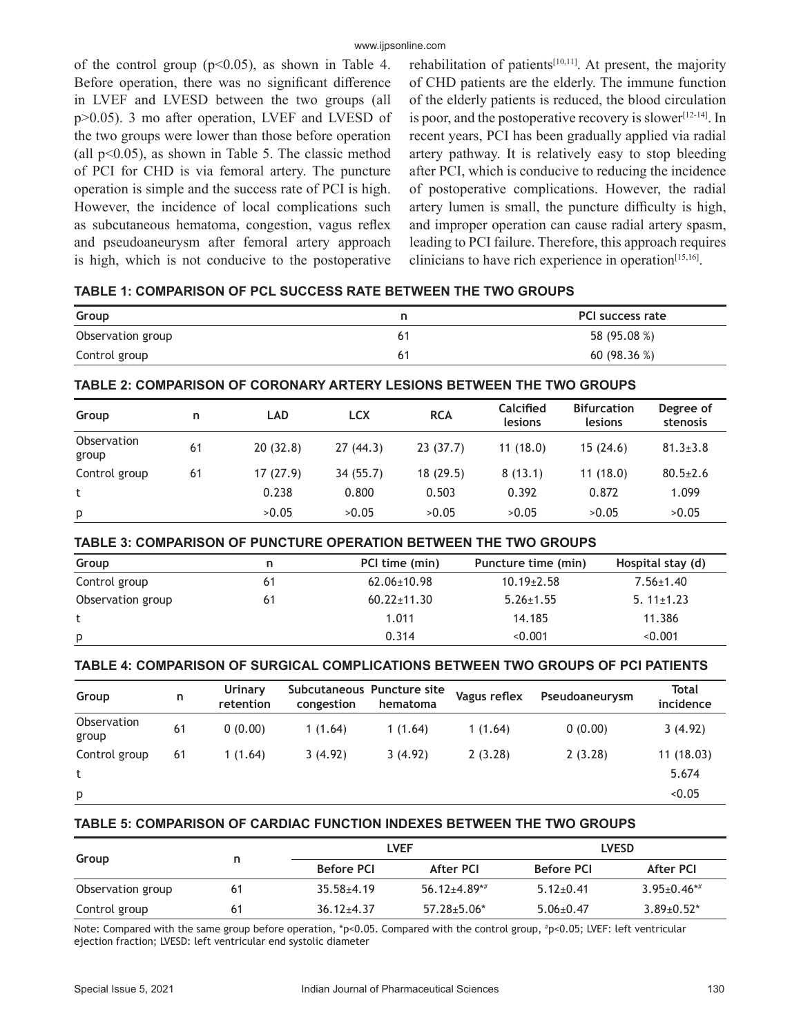of the control group ($p<0.05$), as shown in Table 4. Before operation, there was no significant difference in LVEF and LVESD between the two groups (all $p>0.05$). 3 mo after operation, LVEF and LVESD of the two groups were lower than those before operation (all $p<0.05$), as shown in Table 5. The classic method of PCI for CHD is via femoral artery. The puncture operation is simple and the success rate of PCI is high. However, the incidence of local complications such as subcutaneous hematoma, congestion, vagus reflex and pseudoaneurysm after femoral artery approach is high, which is not conducive to the postoperative rehabilitation of patients[10,11]. At present, the majority of CHD patients are the elderly. The immune function of the elderly patients is reduced, the blood circulation is poor, and the postoperative recovery is slower[12-14]. In recent years, PCI has been gradually applied via radial artery pathway. It is relatively easy to stop bleeding after PCI, which is conducive to reducing the incidence of postoperative complications. However, the radial artery lumen is small, the puncture difficulty is high, and improper operation can cause radial artery spasm, leading to PCI failure. Therefore, this approach requires clinicians to have rich experience in operation[15,16].

**TABLE 1: COMPARISON OF PCL SUCCESS RATE BETWEEN THE TWO GROUPS**

| Group | n | PCI success rate |
|---|---|---|
| Observation group | 61 | 58 (95.08 %) |
| Control group | 61 | 60 (98.36 %) |

**TABLE 2: COMPARISON OF CORONARY ARTERY LESIONS BETWEEN THE TWO GROUPS**

| Group | n | LAD | LCX | RCA | Calcified lesions | Bifurcation lesions | Degree of stenosis |
|---|---|---|---|---|---|---|---|
| Observation group | 61 | 20 (32.8) | 27 (44.3) | 23 (37.7) | 11 (18.0) | 15 (24.6) | 81.3±3.8 |
| Control group | 61 | 17 (27.9) | 34 (55.7) | 18 (29.5) | 8 (13.1) | 11 (18.0) | 80.5±2.6 |
| t | | 0.238 | 0.800 | 0.503 | 0.392 | 0.872 | 1.099 |
| p | | >0.05 | >0.05 | >0.05 | >0.05 | >0.05 | >0.05 |

**TABLE 3: COMPARISON OF PUNCTURE OPERATION BETWEEN THE TWO GROUPS**

| Group | n | PCI time (min) | Puncture time (min) | Hospital stay (d) |
|---|---|---|---|---|
| Control group | 61 | 62.06±10.98 | 10.19±2.58 | 7.56±1.40 |
| Observation group | 61 | 60.22±11.30 | 5.26±1.55 | 5. 11±1.23 |
| t | | 1.011 | 14.185 | 11.386 |
| p | | 0.314 | <0.001 | <0.001 |

**TABLE 4: COMPARISON OF SURGICAL COMPLICATIONS BETWEEN TWO GROUPS OF PCI PATIENTS**

| Group | n | Urinary retention | Subcutaneous congestion | Puncture site hematoma | Vagus reflex | Pseudoaneurysm | Total incidence |
|---|---|---|---|---|---|---|---|
| Observation group | 61 | 0 (0.00) | 1 (1.64) | 1 (1.64) | 1 (1.64) | 0 (0.00) | 3 (4.92) |
| Control group | 61 | 1 (1.64) | 3 (4.92) | 3 (4.92) | 2 (3.28) | 2 (3.28) | 11 (18.03) |
| t | | | | | | | 5.674 |
| p | | | | | | | <0.05 |

**TABLE 5: COMPARISON OF CARDIAC FUNCTION INDEXES BETWEEN THE TWO GROUPS**

| Group | n | LVEF | | LVESD | |
|---|---|---|---|---|---|
| | | Before PCI | After PCI | Before PCI | After PCI |
| Observation group | 61 | 35.58±4.19 | 56.12±4.89*# | 5.12±0.41 | 3.95±0.46*# |
| Control group | 61 | 36.12±4.37 | 57.28±5.06* | 5.06±0.47 | 3.89±0.52* |

Note: Compared with the same group before operation, *p<0.05. Compared with the control group, #p<0.05; LVEF: left ventricular ejection fraction; LVESD: left ventricular end systolic diameter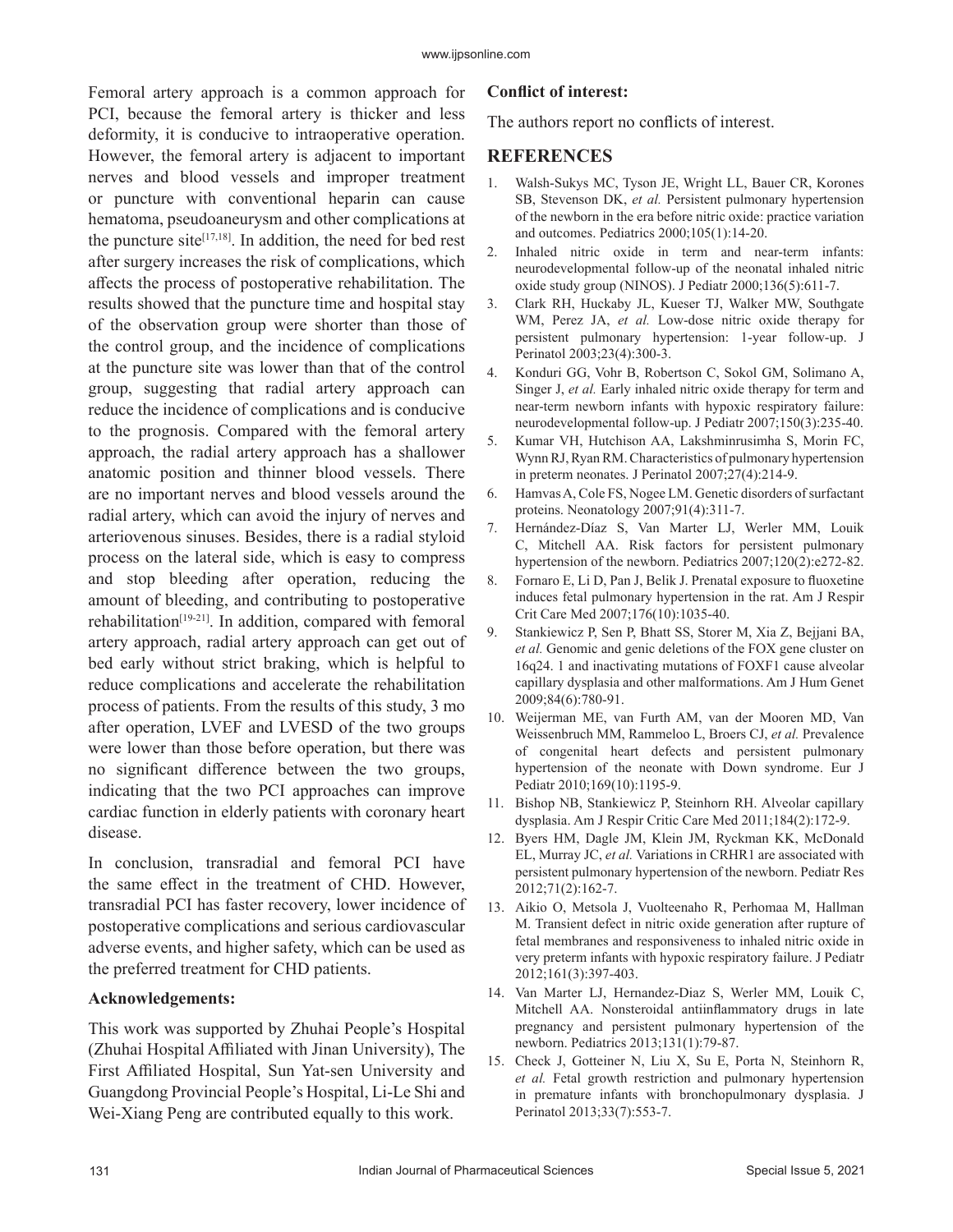Femoral artery approach is a common approach for PCI, because the femoral artery is thicker and less deformity, it is conducive to intraoperative operation. However, the femoral artery is adjacent to important nerves and blood vessels and improper treatment or puncture with conventional heparin can cause hematoma, pseudoaneurysm and other complications at the puncture site[17,18]. In addition, the need for bed rest after surgery increases the risk of complications, which affects the process of postoperative rehabilitation. The results showed that the puncture time and hospital stay of the observation group were shorter than those of the control group, and the incidence of complications at the puncture site was lower than that of the control group, suggesting that radial artery approach can reduce the incidence of complications and is conducive to the prognosis. Compared with the femoral artery approach, the radial artery approach has a shallower anatomic position and thinner blood vessels. There are no important nerves and blood vessels around the radial artery, which can avoid the injury of nerves and arteriovenous sinuses. Besides, there is a radial styloid process on the lateral side, which is easy to compress and stop bleeding after operation, reducing the amount of bleeding, and contributing to postoperative rehabilitation[19-21]. In addition, compared with femoral artery approach, radial artery approach can get out of bed early without strict braking, which is helpful to reduce complications and accelerate the rehabilitation process of patients. From the results of this study, 3 mo after operation, LVEF and LVESD of the two groups were lower than those before operation, but there was no significant difference between the two groups, indicating that the two PCI approaches can improve cardiac function in elderly patients with coronary heart disease.

In conclusion, transradial and femoral PCI have the same effect in the treatment of CHD. However, transradial PCI has faster recovery, lower incidence of postoperative complications and serious cardiovascular adverse events, and higher safety, which can be used as the preferred treatment for CHD patients.

**Acknowledgements:**

This work was supported by Zhuhai People's Hospital (Zhuhai Hospital Affiliated with Jinan University), The First Affiliated Hospital, Sun Yat-sen University and Guangdong Provincial People's Hospital, Li-Le Shi and Wei-Xiang Peng are contributed equally to this work.

**Conflict of interest:**

The authors report no conflicts of interest.

## REFERENCES

1. Walsh-Sukys MC, Tyson JE, Wright LL, Bauer CR, Korones SB, Stevenson DK, *et al.* Persistent pulmonary hypertension of the newborn in the era before nitric oxide: practice variation and outcomes. Pediatrics 2000;105(1):14-20.
2. Inhaled nitric oxide in term and near-term infants: neurodevelopmental follow-up of the neonatal inhaled nitric oxide study group (NINOS). J Pediatr 2000;136(5):611-7.
3. Clark RH, Huckaby JL, Kueser TJ, Walker MW, Southgate WM, Perez JA, *et al.* Low-dose nitric oxide therapy for persistent pulmonary hypertension: 1-year follow-up. J Perinatol 2003;23(4):300-3.
4. Konduri GG, Vohr B, Robertson C, Sokol GM, Solimano A, Singer J, *et al.* Early inhaled nitric oxide therapy for term and near-term newborn infants with hypoxic respiratory failure: neurodevelopmental follow-up. J Pediatr 2007;150(3):235-40.
5. Kumar VH, Hutchison AA, Lakshminrusimha S, Morin FC, Wynn RJ, Ryan RM. Characteristics of pulmonary hypertension in preterm neonates. J Perinatol 2007;27(4):214-9.
6. Hamvas A, Cole FS, Nogee LM. Genetic disorders of surfactant proteins. Neonatology 2007;91(4):311-7.
7. Hernández-Díaz S, Van Marter LJ, Werler MM, Louik C, Mitchell AA. Risk factors for persistent pulmonary hypertension of the newborn. Pediatrics 2007;120(2):e272-82.
8. Fornaro E, Li D, Pan J, Belik J. Prenatal exposure to fluoxetine induces fetal pulmonary hypertension in the rat. Am J Respir Crit Care Med 2007;176(10):1035-40.
9. Stankiewicz P, Sen P, Bhatt SS, Storer M, Xia Z, Bejjani BA, *et al.* Genomic and genic deletions of the FOX gene cluster on 16q24. 1 and inactivating mutations of FOXF1 cause alveolar capillary dysplasia and other malformations. Am J Hum Genet 2009;84(6):780-91.
10. Weijerman ME, van Furth AM, van der Mooren MD, Van Weissenbruch MM, Rammeloo L, Broers CJ, *et al.* Prevalence of congenital heart defects and persistent pulmonary hypertension of the neonate with Down syndrome. Eur J Pediatr 2010;169(10):1195-9.
11. Bishop NB, Stankiewicz P, Steinhorn RH. Alveolar capillary dysplasia. Am J Respir Critic Care Med 2011;184(2):172-9.
12. Byers HM, Dagle JM, Klein JM, Ryckman KK, McDonald EL, Murray JC, *et al.* Variations in CRHR1 are associated with persistent pulmonary hypertension of the newborn. Pediatr Res 2012;71(2):162-7.
13. Aikio O, Metsola J, Vuolteenaho R, Perhomaa M, Hallman M. Transient defect in nitric oxide generation after rupture of fetal membranes and responsiveness to inhaled nitric oxide in very preterm infants with hypoxic respiratory failure. J Pediatr 2012;161(3):397-403.
14. Van Marter LJ, Hernandez-Diaz S, Werler MM, Louik C, Mitchell AA. Nonsteroidal antiinflammatory drugs in late pregnancy and persistent pulmonary hypertension of the newborn. Pediatrics 2013;131(1):79-87.
15. Check J, Gotteiner N, Liu X, Su E, Porta N, Steinhorn R, *et al.* Fetal growth restriction and pulmonary hypertension in premature infants with bronchopulmonary dysplasia. J Perinatol 2013;33(7):553-7.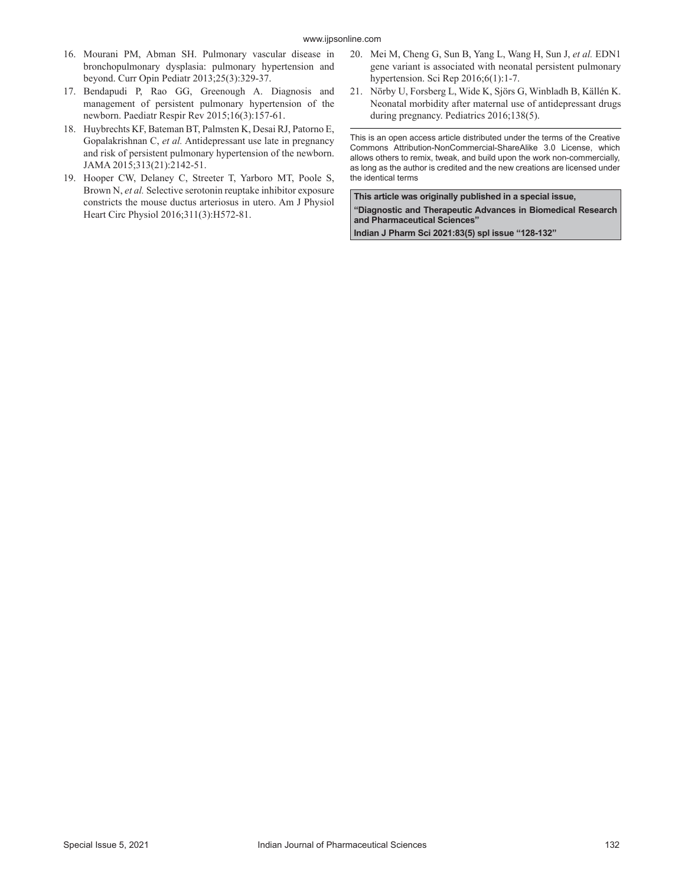16. Mourani PM, Abman SH. Pulmonary vascular disease in bronchopulmonary dysplasia: pulmonary hypertension and beyond. Curr Opin Pediatr 2013;25(3):329-37.
17. Bendapudi P, Rao GG, Greenough A. Diagnosis and management of persistent pulmonary hypertension of the newborn. Paediatr Respir Rev 2015;16(3):157-61.
18. Huybrechts KF, Bateman BT, Palmsten K, Desai RJ, Patorno E, Gopalakrishnan C, *et al.* Antidepressant use late in pregnancy and risk of persistent pulmonary hypertension of the newborn. JAMA 2015;313(21):2142-51.
19. Hooper CW, Delaney C, Streeter T, Yarboro MT, Poole S, Brown N, *et al.* Selective serotonin reuptake inhibitor exposure constricts the mouse ductus arteriosus in utero. Am J Physiol Heart Circ Physiol 2016;311(3):H572-81.
20. Mei M, Cheng G, Sun B, Yang L, Wang H, Sun J, *et al.* EDN1 gene variant is associated with neonatal persistent pulmonary hypertension. Sci Rep 2016;6(1):1-7.
21. Nörby U, Forsberg L, Wide K, Sjörs G, Winbladh B, Källén K. Neonatal morbidity after maternal use of antidepressant drugs during pregnancy. Pediatrics 2016;138(5).

This is an open access article distributed under the terms of the Creative Commons Attribution-NonCommercial-ShareAlike 3.0 License, which allows others to remix, tweak, and build upon the work non-commercially, as long as the author is credited and the new creations are licensed under the identical terms

**This article was originally published in a special issue, "Diagnostic and Therapeutic Advances in Biomedical Research and Pharmaceutical Sciences"**
**Indian J Pharm Sci 2021:83(5) spl issue "128-132"**